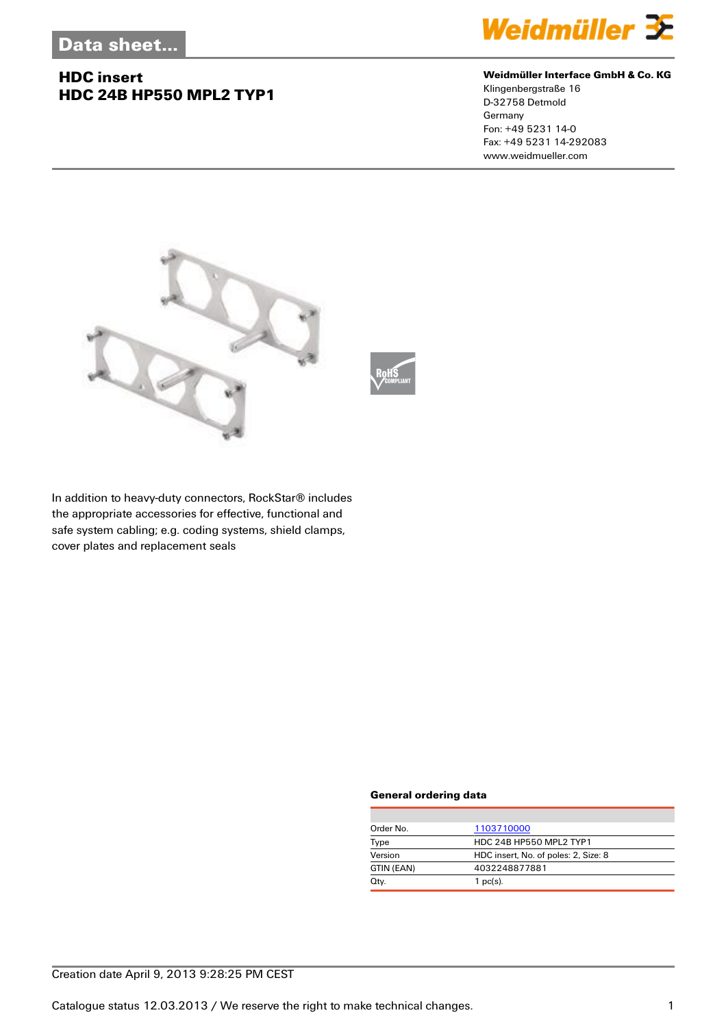Data sheet...

# HDC insert
## HDC 24B HP550 MPL2 TYP1

**Weidmüller Interface GmbH & Co. KG**
Klingenbergstraße 16
D-32758 Detmold
Germany
Fon: +49 5231 14-0
Fax: +49 5231 14-292083
www.weidmueller.com

In addition to heavy-duty connectors, RockStar® includes the appropriate accessories for effective, functional and safe system cabling; e.g. coding systems, shield clamps, cover plates and replacement seals

### General ordering data

| | |
|---|---|
| Order No. | 1103710000 |
| Type | HDC 24B HP550 MPL2 TYP1 |
| Version | HDC insert, No. of poles: 2, Size: 8 |
| GTIN (EAN) | 4032248877881 |
| Qty. | 1 pc(s). |

Creation date April 9, 2013 9:28:25 PM CEST

Catalogue status 12.03.2013 / We reserve the right to make technical changes.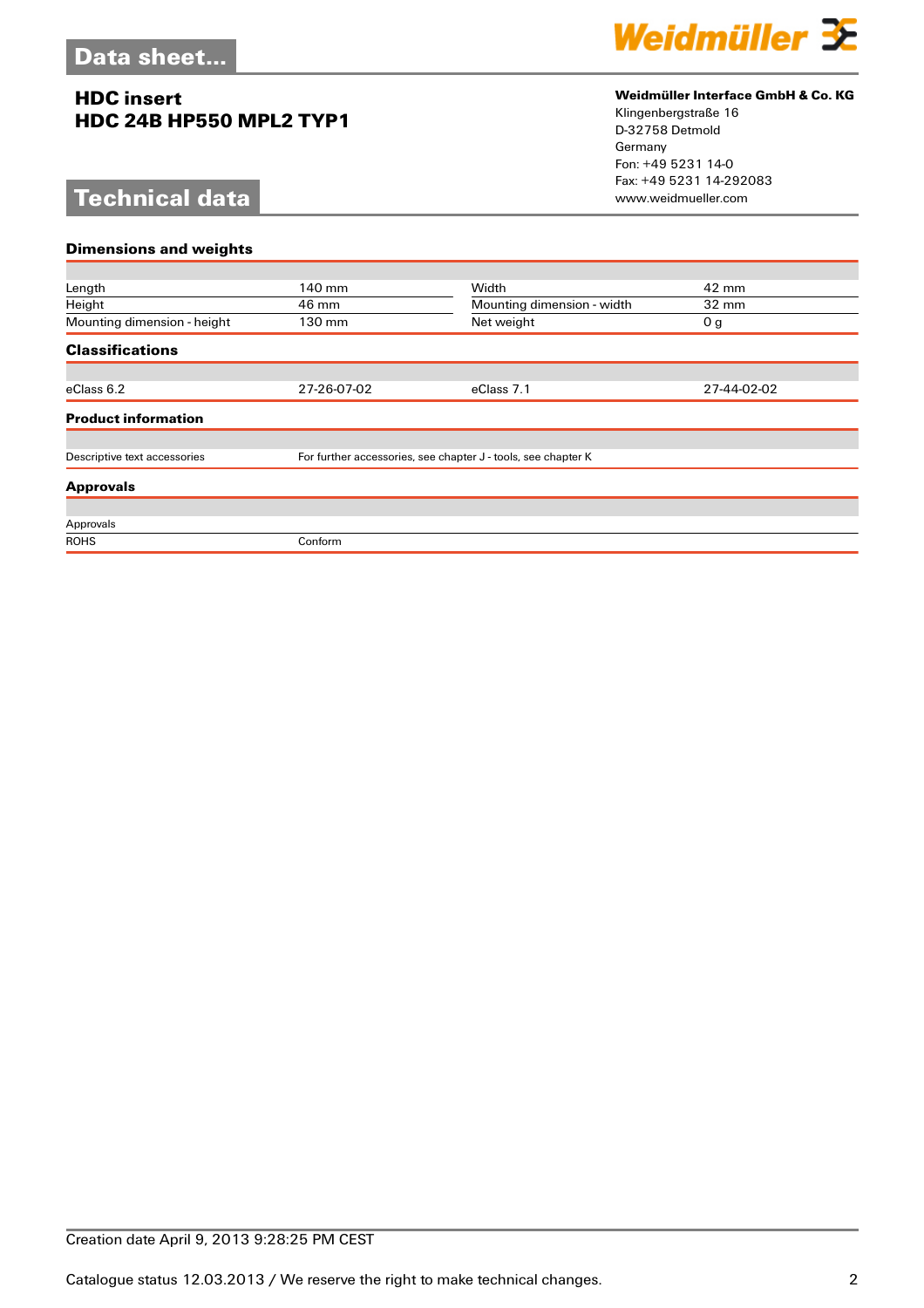# HDC insert
## HDC 24B HP550 MPL2 TYP1

**Weidmüller Interface GmbH & Co. KG**
Klingenbergstraße 16
D-32758 Detmold
Germany
Fon: +49 5231 14-0
Fax: +49 5231 14-292083
www.weidmueller.com

## Technical data

### Dimensions and weights

| | | | |
|---|---|---|---|
| Length | 140 mm | Width | 42 mm |
| Height | 46 mm | Mounting dimension - width | 32 mm |
| Mounting dimension - height | 130 mm | Net weight | 0 g |

### Classifications

| | | | |
|---|---|---|---|
| eClass 6.2 | 27-26-07-02 | eClass 7.1 | 27-44-02-02 |

### Product information

| | |
|---|---|
| Descriptive text accessories | For further accessories, see chapter J - tools, see chapter K |

### Approvals

| | |
|---|---|
| Approvals | |
| ROHS | Conform |

Creation date April 9, 2013 9:28:25 PM CEST

Catalogue status 12.03.2013 / We reserve the right to make technical changes.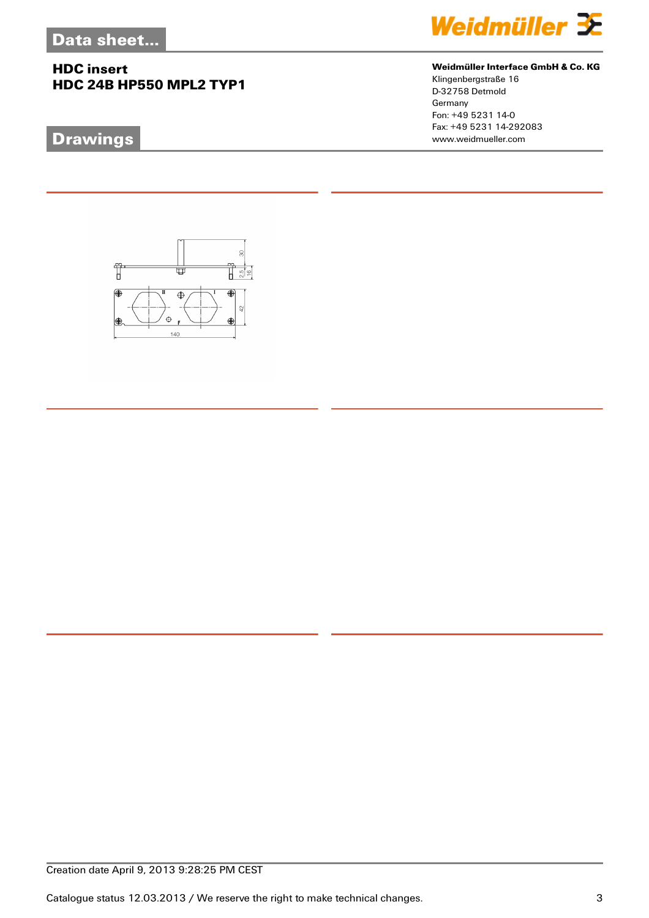# Data sheet...

## HDC insert
## HDC 24B HP550 MPL2 TYP1

**Weidmüller Interface GmbH & Co. KG**
Klingenbergstraße 16
D-32758 Detmold
Germany
Fon: +49 5231 14-0
Fax: +49 5231 14-292083
www.weidmueller.com

# Drawings

30
2.5
16
II
I
42
140

Creation date April 9, 2013 9:28:25 PM CEST

Catalogue status 12.03.2013 / We reserve the right to make technical changes.